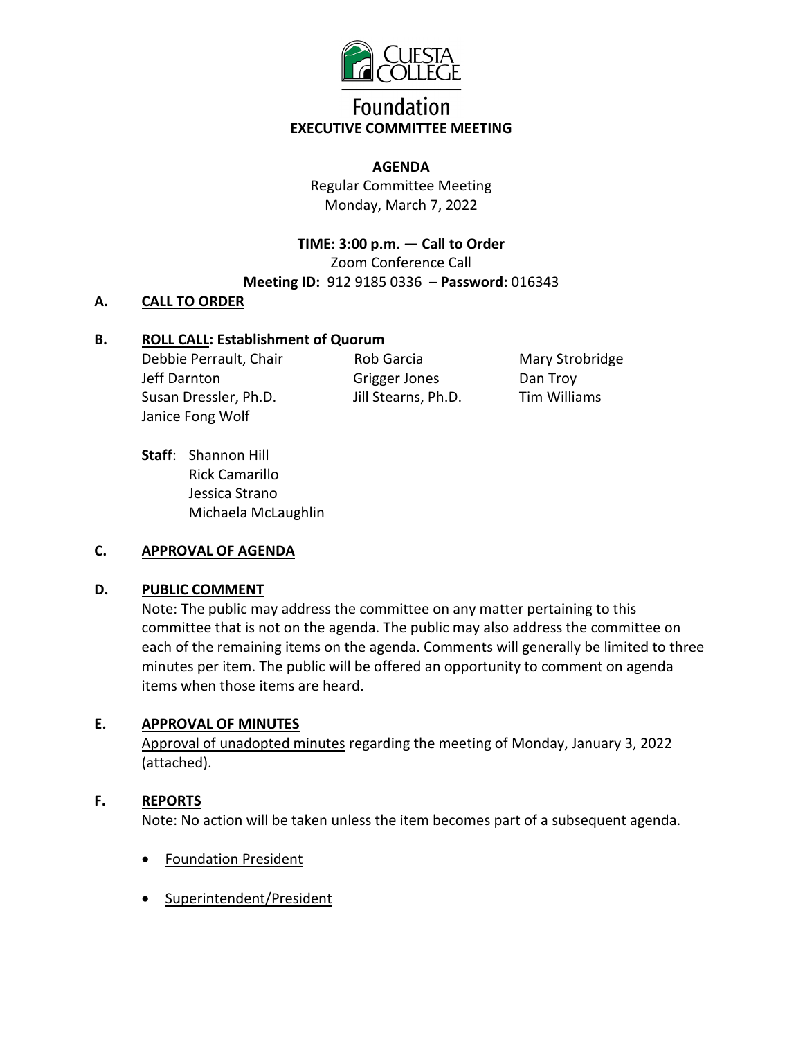# Foundation

## EXECUTIVE COMMITTEE MEETING

**AGENDA**

Regular Committee Meeting
Monday, March 7, 2022

**TIME: 3:00 p.m. — Call to Order**
Zoom Conference Call
**Meeting ID:** 912 9185 0336 – **Password:** 016343

**A. CALL TO ORDER**

**B. ROLL CALL: Establishment of Quorum**

Debbie Perrault, Chair
Jeff Darnton
Susan Dressler, Ph.D.
Janice Fong Wolf
Rob Garcia
Grigger Jones
Jill Stearns, Ph.D.
Mary Strobridge
Dan Troy
Tim Williams

**Staff**: Shannon Hill
Rick Camarillo
Jessica Strano
Michaela McLaughlin

**C. APPROVAL OF AGENDA**

**D. PUBLIC COMMENT**

Note: The public may address the committee on any matter pertaining to this committee that is not on the agenda. The public may also address the committee on each of the remaining items on the agenda. Comments will generally be limited to three minutes per item. The public will be offered an opportunity to comment on agenda items when those items are heard.

**E. APPROVAL OF MINUTES**

Approval of unadopted minutes regarding the meeting of Monday, January 3, 2022 (attached).

**F. REPORTS**

Note: No action will be taken unless the item becomes part of a subsequent agenda.

- Foundation President
- Superintendent/President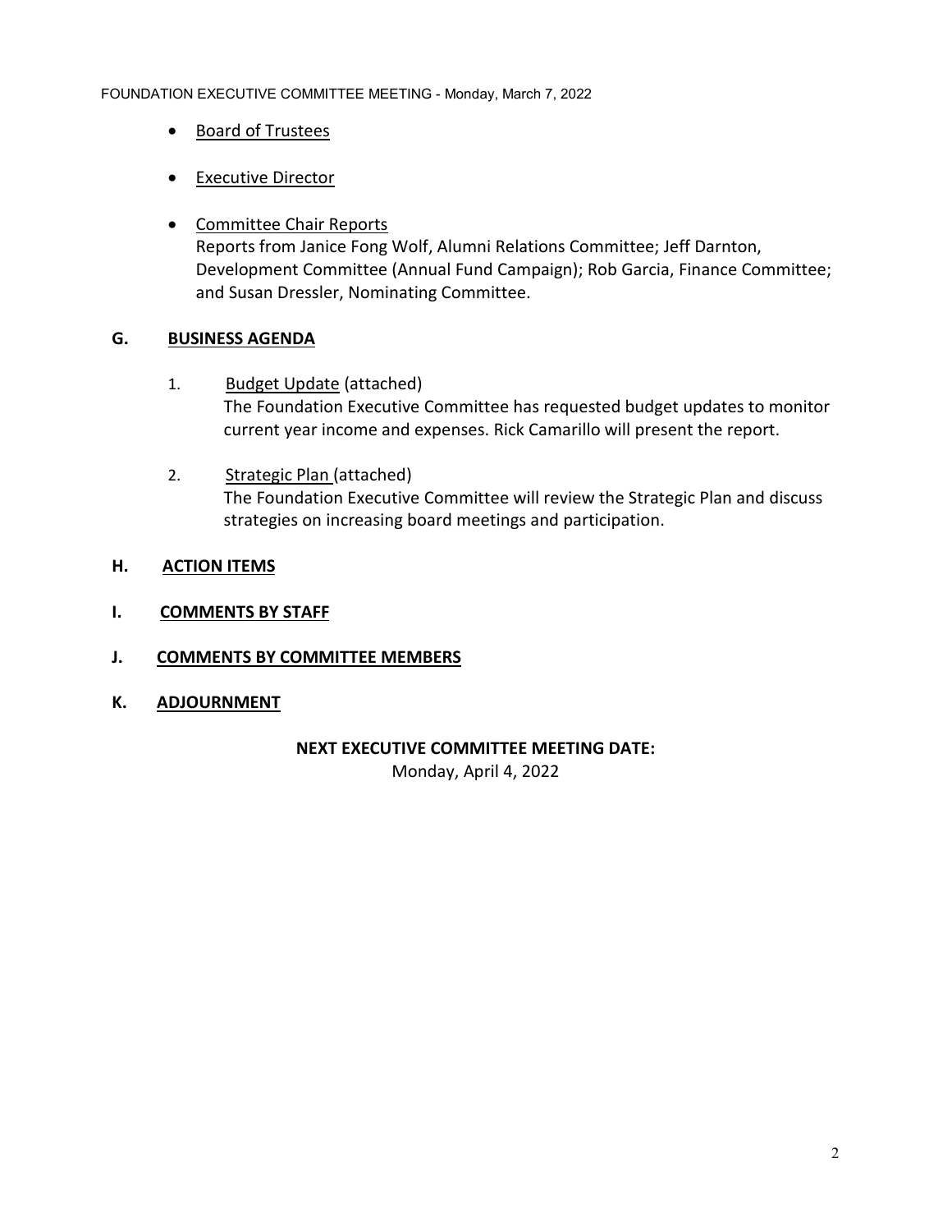- Board of Trustees
- Executive Director
- Committee Chair Reports
  Reports from Janice Fong Wolf, Alumni Relations Committee; Jeff Darnton, Development Committee (Annual Fund Campaign); Rob Garcia, Finance Committee; and Susan Dressler, Nominating Committee.

## G. BUSINESS AGENDA

1. Budget Update (attached)
   The Foundation Executive Committee has requested budget updates to monitor current year income and expenses. Rick Camarillo will present the report.

2. Strategic Plan (attached)
   The Foundation Executive Committee will review the Strategic Plan and discuss strategies on increasing board meetings and participation.

## H. ACTION ITEMS

## I. COMMENTS BY STAFF

## J. COMMENTS BY COMMITTEE MEMBERS

## K. ADJOURNMENT

**NEXT EXECUTIVE COMMITTEE MEETING DATE:**
Monday, April 4, 2022